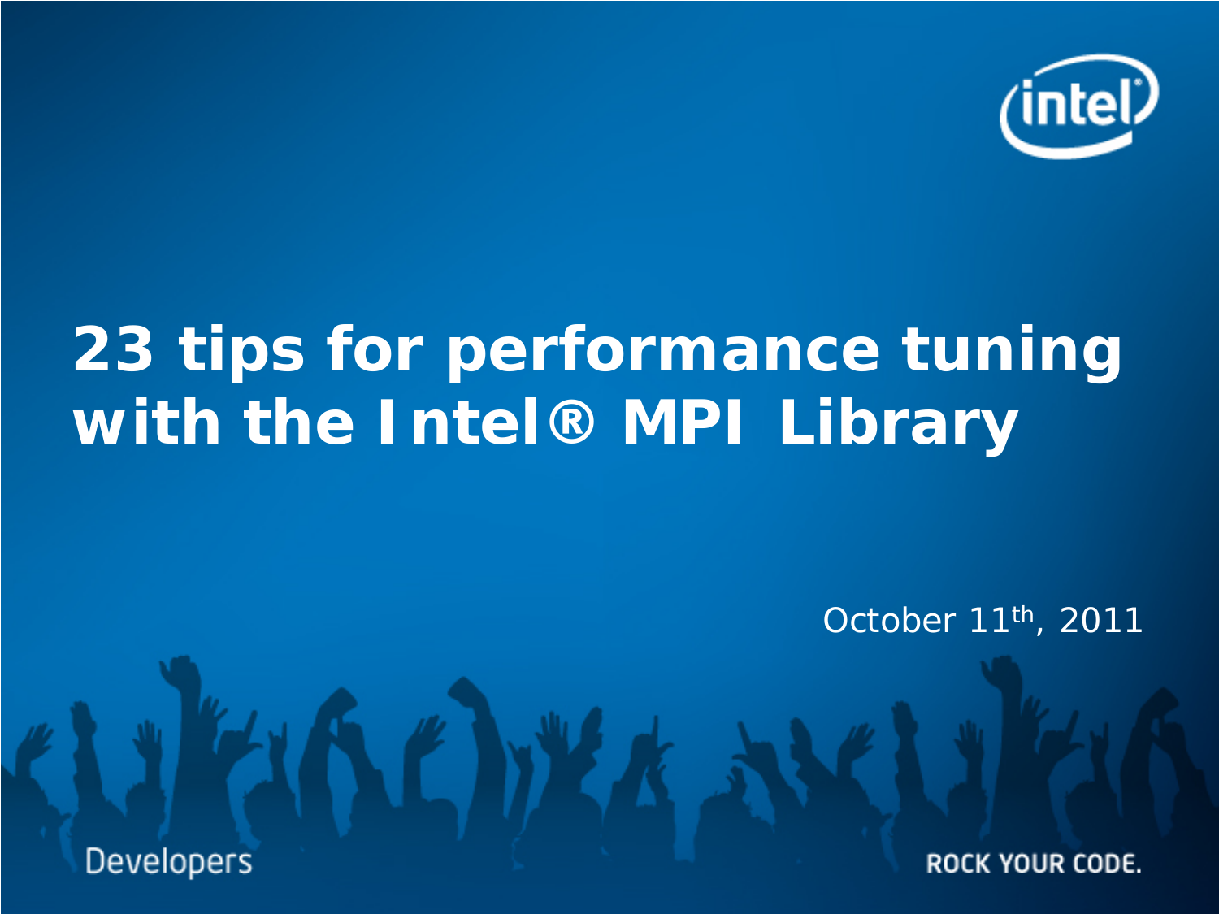# 23 tips for performance tuning with the Intel® MPI Library

October 11th, 2011

Developers

ROCK YOUR CODE.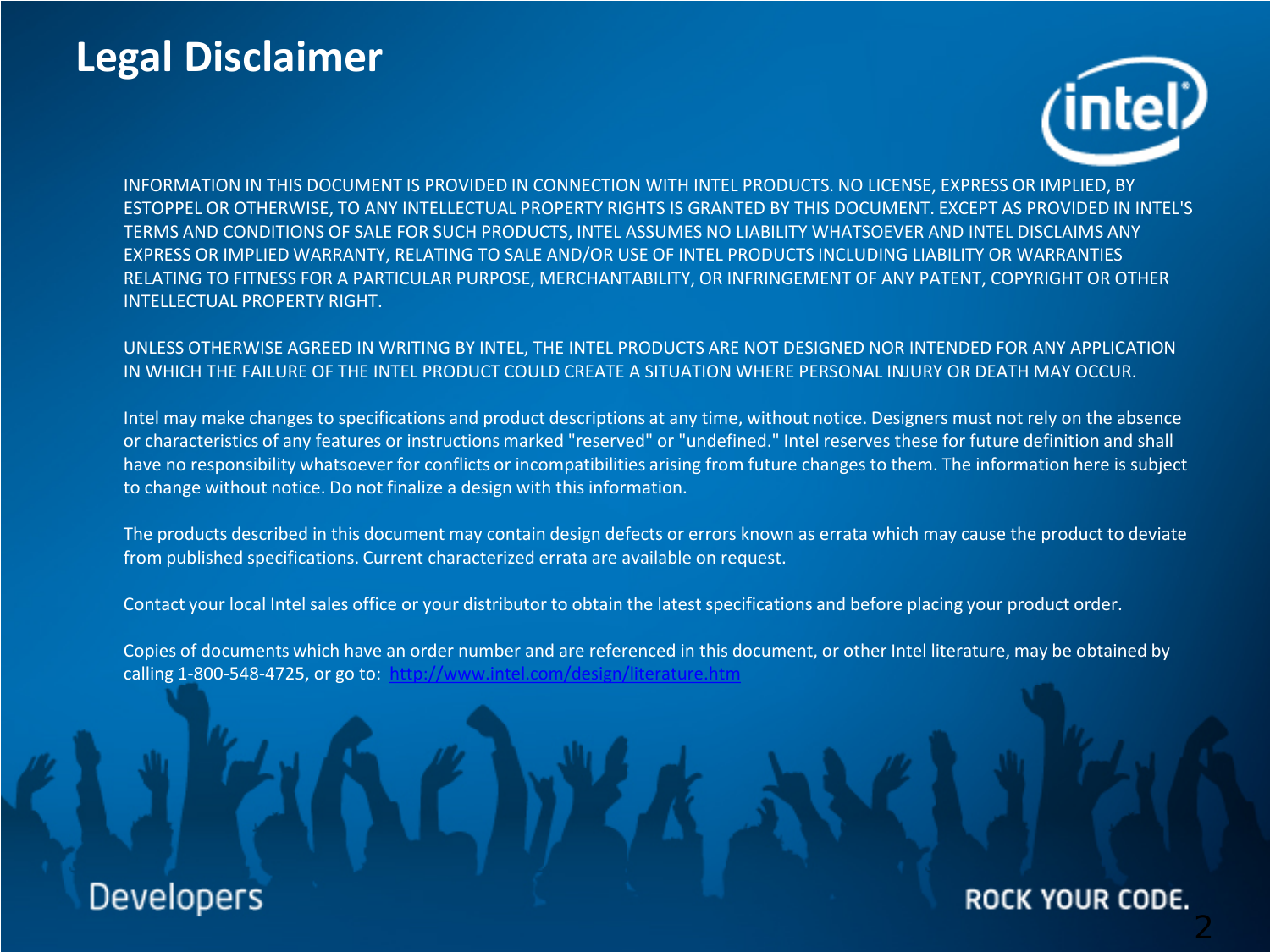# Legal Disclaimer

INFORMATION IN THIS DOCUMENT IS PROVIDED IN CONNECTION WITH INTEL PRODUCTS. NO LICENSE, EXPRESS OR IMPLIED, BY ESTOPPEL OR OTHERWISE, TO ANY INTELLECTUAL PROPERTY RIGHTS IS GRANTED BY THIS DOCUMENT. EXCEPT AS PROVIDED IN INTEL'S TERMS AND CONDITIONS OF SALE FOR SUCH PRODUCTS, INTEL ASSUMES NO LIABILITY WHATSOEVER AND INTEL DISCLAIMS ANY EXPRESS OR IMPLIED WARRANTY, RELATING TO SALE AND/OR USE OF INTEL PRODUCTS INCLUDING LIABILITY OR WARRANTIES RELATING TO FITNESS FOR A PARTICULAR PURPOSE, MERCHANTABILITY, OR INFRINGEMENT OF ANY PATENT, COPYRIGHT OR OTHER INTELLECTUAL PROPERTY RIGHT.

UNLESS OTHERWISE AGREED IN WRITING BY INTEL, THE INTEL PRODUCTS ARE NOT DESIGNED NOR INTENDED FOR ANY APPLICATION IN WHICH THE FAILURE OF THE INTEL PRODUCT COULD CREATE A SITUATION WHERE PERSONAL INJURY OR DEATH MAY OCCUR.

Intel may make changes to specifications and product descriptions at any time, without notice. Designers must not rely on the absence or characteristics of any features or instructions marked "reserved" or "undefined." Intel reserves these for future definition and shall have no responsibility whatsoever for conflicts or incompatibilities arising from future changes to them. The information here is subject to change without notice. Do not finalize a design with this information.

The products described in this document may contain design defects or errors known as errata which may cause the product to deviate from published specifications. Current characterized errata are available on request.

Contact your local Intel sales office or your distributor to obtain the latest specifications and before placing your product order.

Copies of documents which have an order number and are referenced in this document, or other Intel literature, may be obtained by calling 1-800-548-4725, or go to: [http://www.intel.com/design/literature.htm](http://www.intel.com/design/literature.htm)

Developers

ROCK YOUR CODE.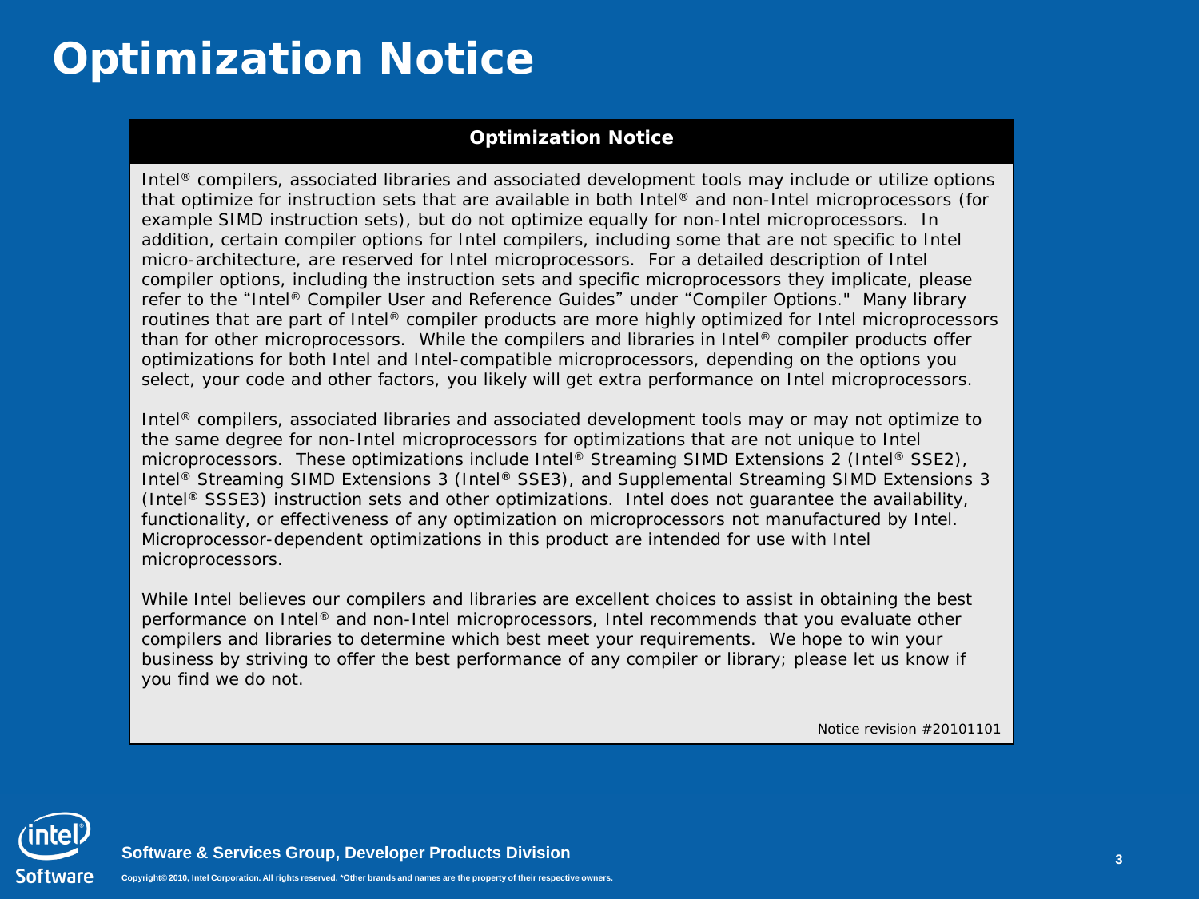# Optimization Notice

**Optimization Notice**

Intel® compilers, associated libraries and associated development tools may include or utilize options that optimize for instruction sets that are available in both Intel® and non-Intel microprocessors (for example SIMD instruction sets), but do not optimize equally for non-Intel microprocessors. In addition, certain compiler options for Intel compilers, including some that are not specific to Intel micro-architecture, are reserved for Intel microprocessors. For a detailed description of Intel compiler options, including the instruction sets and specific microprocessors they implicate, please refer to the "Intel® Compiler User and Reference Guides" under "Compiler Options." Many library routines that are part of Intel® compiler products are more highly optimized for Intel microprocessors than for other microprocessors. While the compilers and libraries in Intel® compiler products offer optimizations for both Intel and Intel-compatible microprocessors, depending on the options you select, your code and other factors, you likely will get extra performance on Intel microprocessors.

Intel® compilers, associated libraries and associated development tools may or may not optimize to the same degree for non-Intel microprocessors for optimizations that are not unique to Intel microprocessors. These optimizations include Intel® Streaming SIMD Extensions 2 (Intel® SSE2), Intel® Streaming SIMD Extensions 3 (Intel® SSE3), and Supplemental Streaming SIMD Extensions 3 (Intel® SSSE3) instruction sets and other optimizations. Intel does not guarantee the availability, functionality, or effectiveness of any optimization on microprocessors not manufactured by Intel. Microprocessor-dependent optimizations in this product are intended for use with Intel microprocessors.

While Intel believes our compilers and libraries are excellent choices to assist in obtaining the best performance on Intel® and non-Intel microprocessors, Intel recommends that you evaluate other compilers and libraries to determine which best meet your requirements. We hope to win your business by striving to offer the best performance of any compiler or library; please let us know if you find we do not.

Notice revision #20101101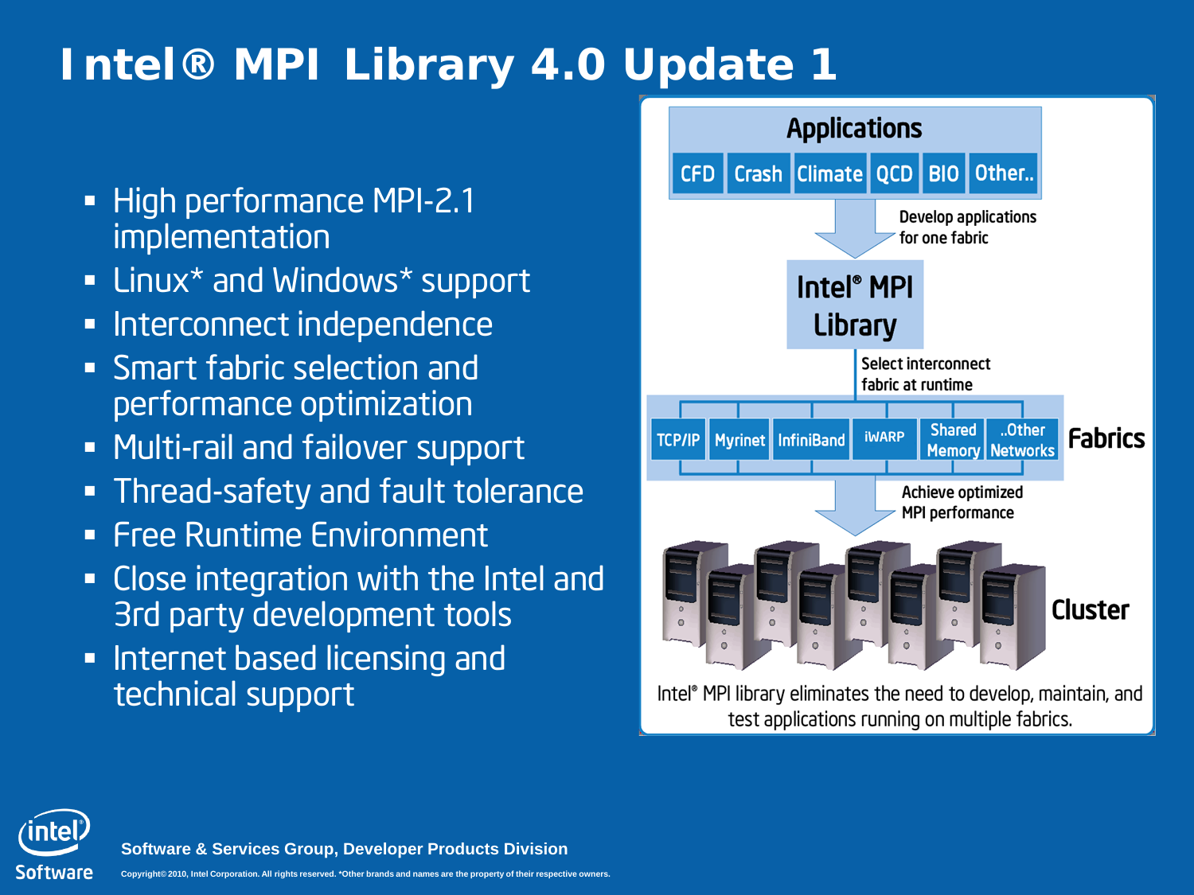# Intel® MPI Library 4.0 Update 1

- High performance MPI-2.1 implementation
- Linux* and Windows* support
- Interconnect independence
- Smart fabric selection and performance optimization
- Multi-rail and failover support
- Thread-safety and fault tolerance
- Free Runtime Environment
- Close integration with the Intel and 3rd party development tools
- Internet based licensing and technical support

Applications

CFD | Crash | Climate | QCD | BIO | Other..

Develop applications for one fabric

Intel® MPI Library

Select interconnect fabric at runtime

TCP/IP | Myrinet | InfiniBand | iWARP | Shared Memory | ..Other Networks

Fabrics

Achieve optimized MPI performance

Cluster

Intel® MPI library eliminates the need to develop, maintain, and test applications running on multiple fabrics.

Software & Services Group, Developer Products Division

Copyright© 2010, Intel Corporation. All rights reserved. *Other brands and names are the property of their respective owners.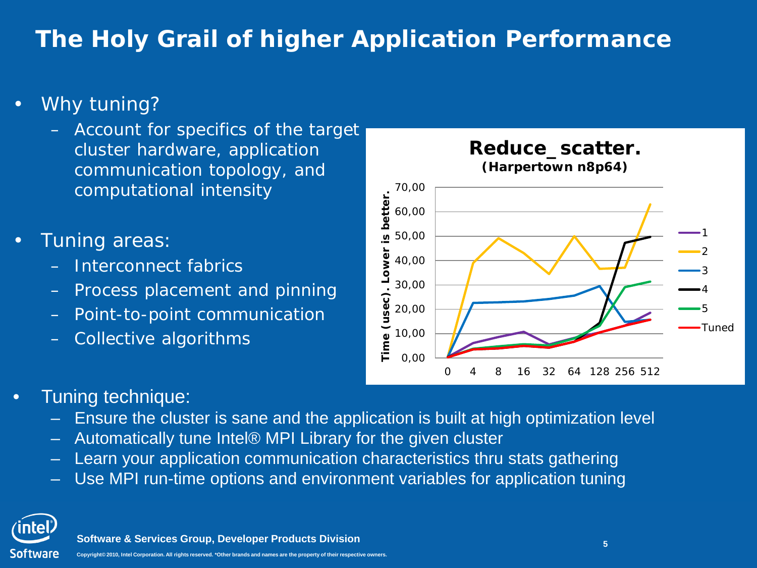# The Holy Grail of higher Application Performance

- Why tuning?
  - Account for specifics of the target cluster hardware, application communication topology, and computational intensity
- Tuning areas:
  - Interconnect fabrics
  - Process placement and pinning
  - Point-to-point communication
  - Collective algorithms

**Reduce_scatter.**
**(Harpertown n8p64)**

Time (usec). Lower is better.

Legend: 1, 2, 3, 4, 5, Tuned

X-axis: 0, 4, 8, 16, 32, 64, 128, 256, 512

Y-axis: 0,00 – 70,00

- Tuning technique:
  - Ensure the cluster is sane and the application is built at high optimization level
  - Automatically tune Intel® MPI Library for the given cluster
  - Learn your application communication characteristics thru stats gathering
  - Use MPI run-time options and environment variables for application tuning

Software & Services Group, Developer Products Division

Copyright© 2010, Intel Corporation. All rights reserved. *Other brands and names are the property of their respective owners.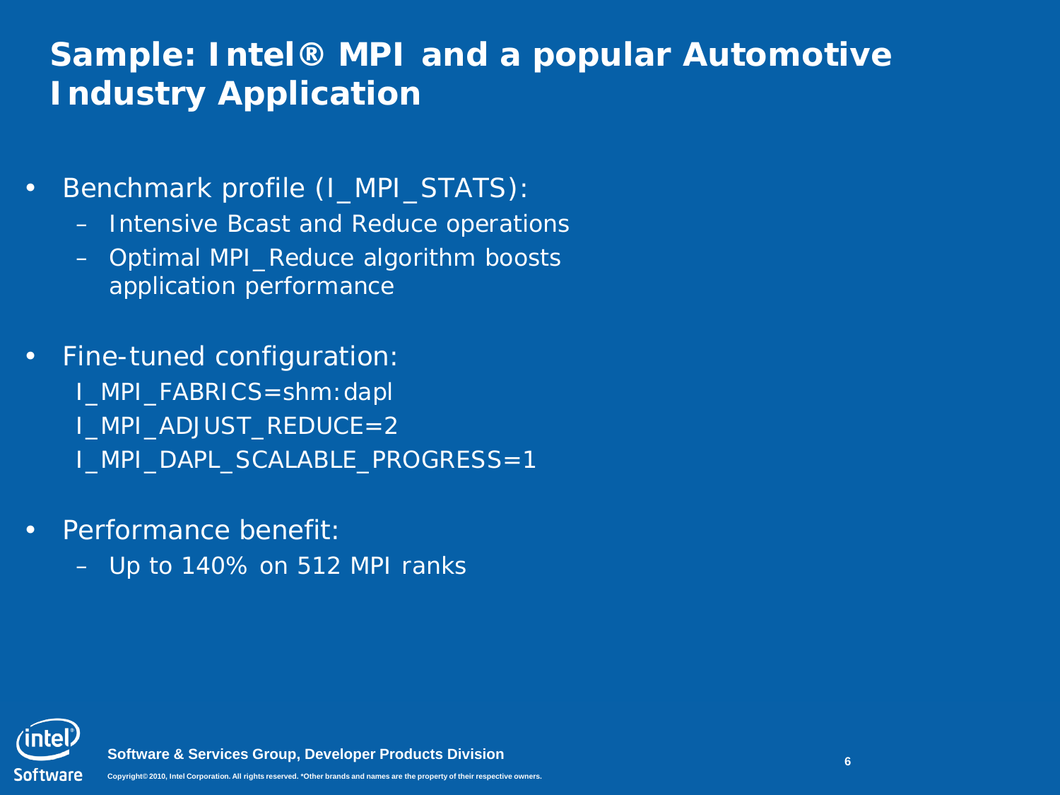# Sample: Intel® MPI and a popular Automotive Industry Application

- Benchmark profile (I_MPI_STATS):
  - Intensive Bcast and Reduce operations
  - Optimal MPI_Reduce algorithm boosts application performance

- Fine-tuned configuration:

  I_MPI_FABRICS=shm:dapl
  I_MPI_ADJUST_REDUCE=2
  I_MPI_DAPL_SCALABLE_PROGRESS=1

- Performance benefit:
  - Up to 140% on 512 MPI ranks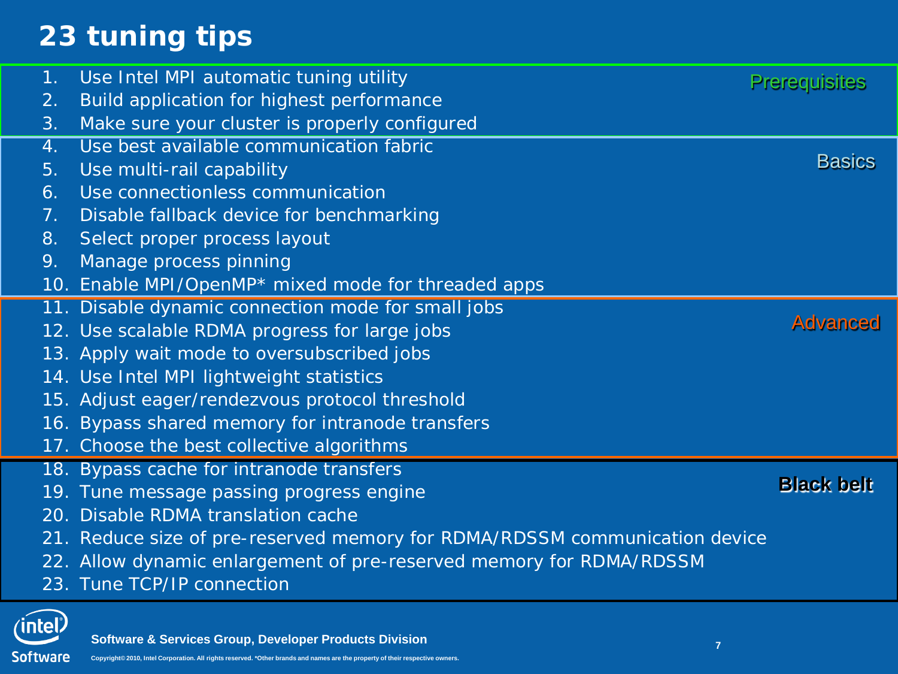# 23 tuning tips

**Prerequisites**

1. Use Intel MPI automatic tuning utility
2. Build application for highest performance
3. Make sure your cluster is properly configured

**Basics**

4. Use best available communication fabric
5. Use multi-rail capability
6. Use connectionless communication
7. Disable fallback device for benchmarking
8. Select proper process layout
9. Manage process pinning
10. Enable MPI/OpenMP* mixed mode for threaded apps

**Advanced**

11. Disable dynamic connection mode for small jobs
12. Use scalable RDMA progress for large jobs
13. Apply wait mode to oversubscribed jobs
14. Use Intel MPI lightweight statistics
15. Adjust eager/rendezvous protocol threshold
16. Bypass shared memory for intranode transfers
17. Choose the best collective algorithms

**Black belt**

18. Bypass cache for intranode transfers
19. Tune message passing progress engine
20. Disable RDMA translation cache
21. Reduce size of pre-reserved memory for RDMA/RDSSM communication device
22. Allow dynamic enlargement of pre-reserved memory for RDMA/RDSSM
23. Tune TCP/IP connection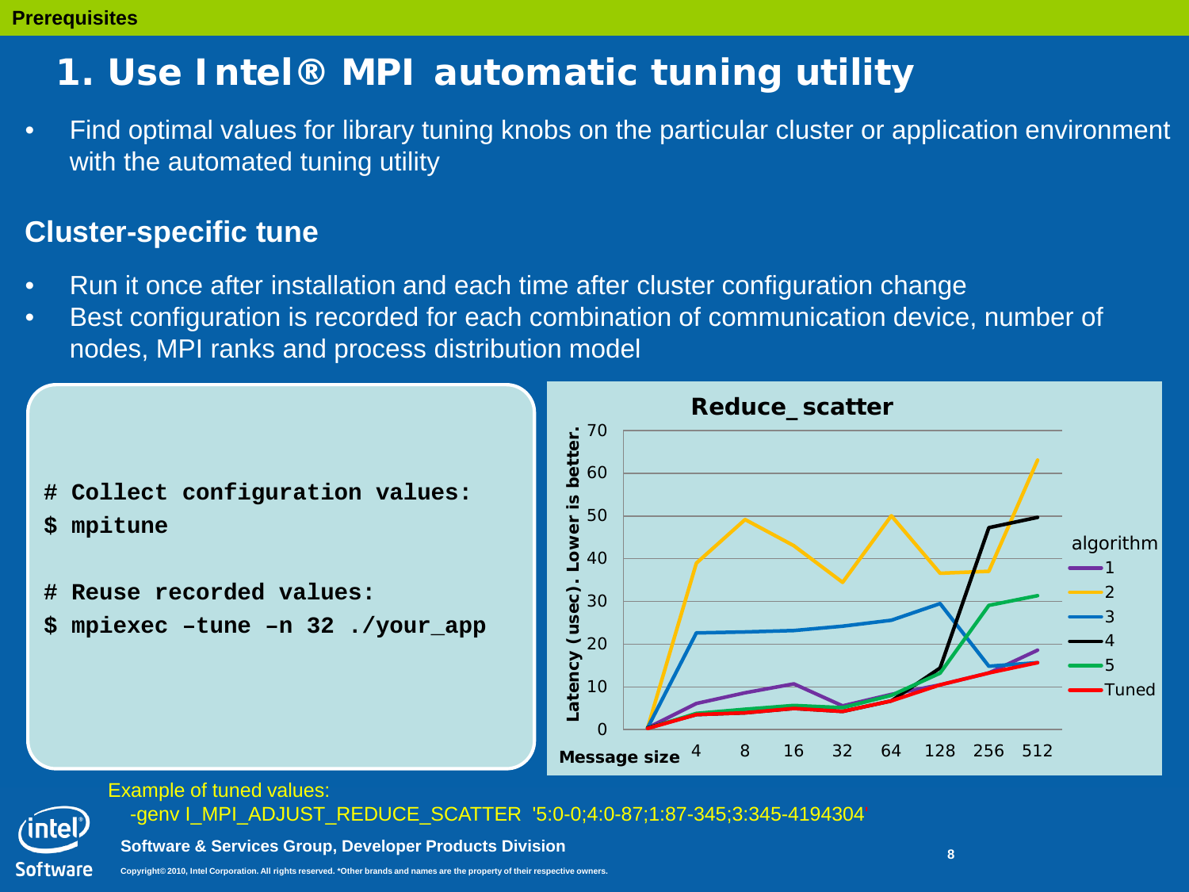# 1. Use Intel® MPI automatic tuning utility

- Find optimal values for library tuning knobs on the particular cluster or application environment with the automated tuning utility

## Cluster-specific tune

- Run it once after installation and each time after cluster configuration change
- Best configuration is recorded for each combination of communication device, number of nodes, MPI ranks and process distribution model

```
# Collect configuration values:
$ mpitune

# Reuse recorded values:
$ mpiexec –tune –n 32 ./your_app
```

**Reduce_scatter**

Latency (usec). Lower is better.

Message size: 4, 8, 16, 32, 64, 128, 256, 512

algorithm: 1, 2, 3, 4, 5, Tuned

Example of tuned values:

-genv I_MPI_ADJUST_REDUCE_SCATTER '5:0-0;4:0-87;1:87-345;3:345-4194304'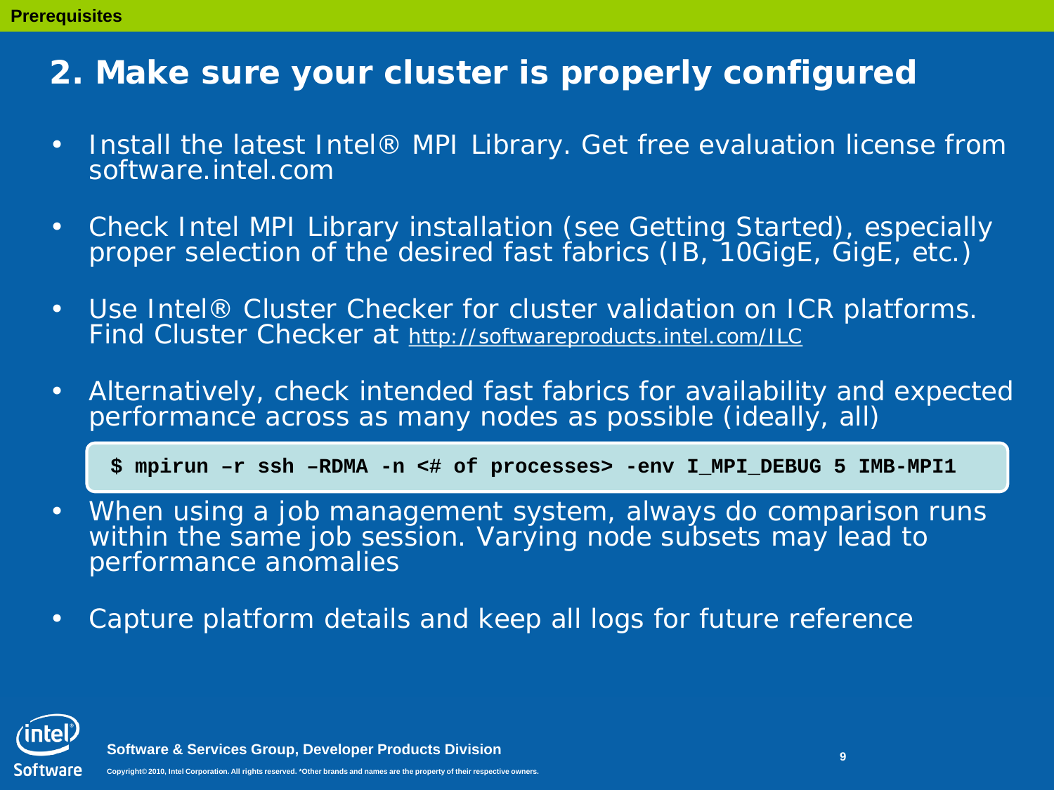## 2. Make sure your cluster is properly configured

- Install the latest Intel® MPI Library. Get free evaluation license from software.intel.com
- Check Intel MPI Library installation (see Getting Started), especially proper selection of the desired fast fabrics (IB, 10GigE, GigE, etc.)
- Use Intel® Cluster Checker for cluster validation on ICR platforms. Find Cluster Checker at http://softwareproducts.intel.com/ILC
- Alternatively, check intended fast fabrics for availability and expected performance across as many nodes as possible (ideally, all)

```
$ mpirun –r ssh –RDMA -n <# of processes> -env I_MPI_DEBUG 5 IMB-MPI1
```

- When using a job management system, always do comparison runs within the same job session. Varying node subsets may lead to performance anomalies
- Capture platform details and keep all logs for future reference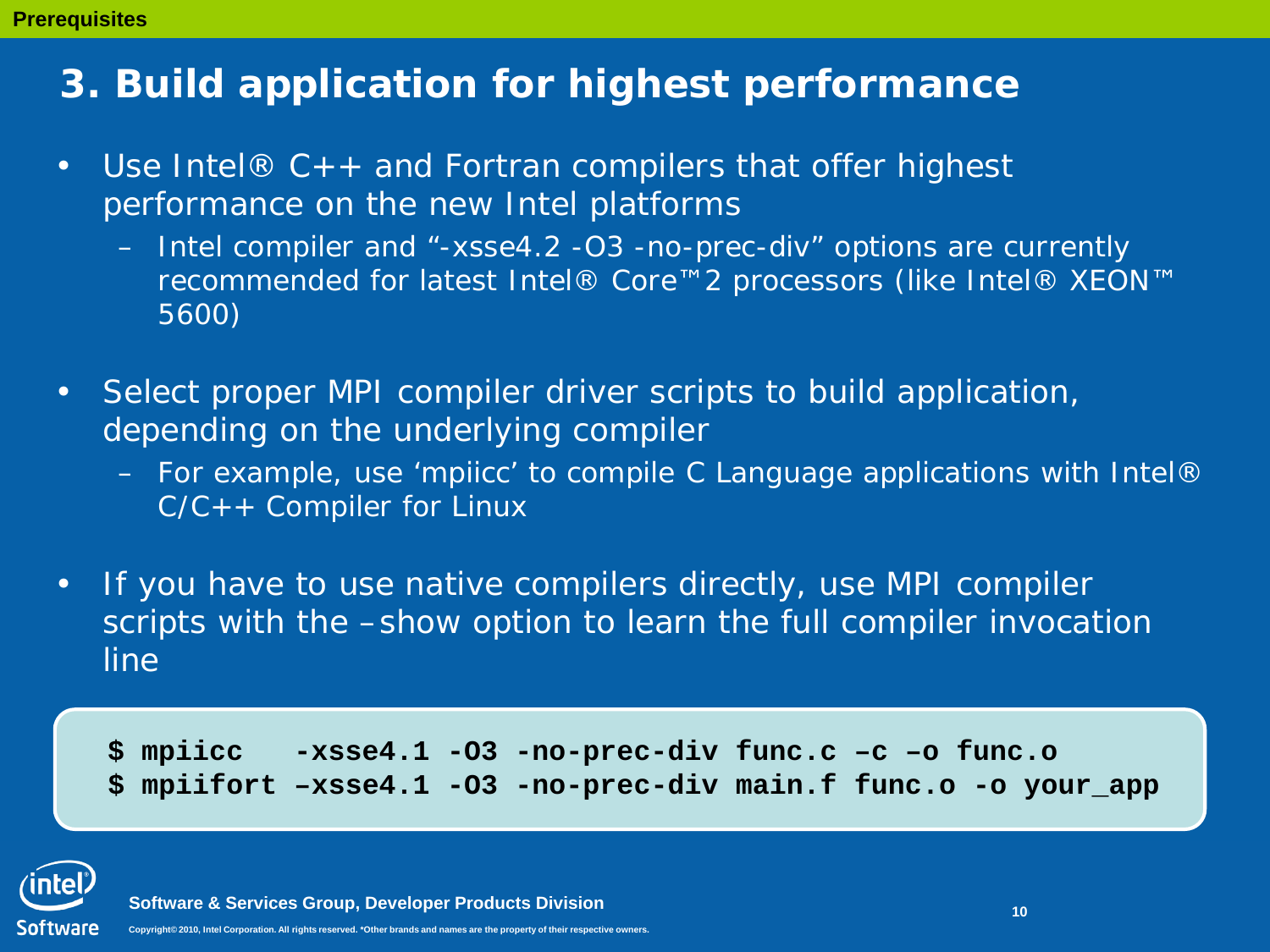# 3. Build application for highest performance

- Use Intel® C++ and Fortran compilers that offer highest performance on the new Intel platforms
  - Intel compiler and “-xsse4.2 -O3 -no-prec-div” options are currently recommended for latest Intel® Core™2 processors (like Intel® XEON™ 5600)
- Select proper MPI compiler driver scripts to build application, depending on the underlying compiler
  - For example, use ‘mpiicc’ to compile C Language applications with Intel® C/C++ Compiler for Linux
- If you have to use native compilers directly, use MPI compiler scripts with the –show option to learn the full compiler invocation line

```
$ mpiicc   -xsse4.1 -O3 -no-prec-div func.c –c –o func.o
$ mpiifort –xsse4.1 -O3 -no-prec-div main.f func.o -o your_app
```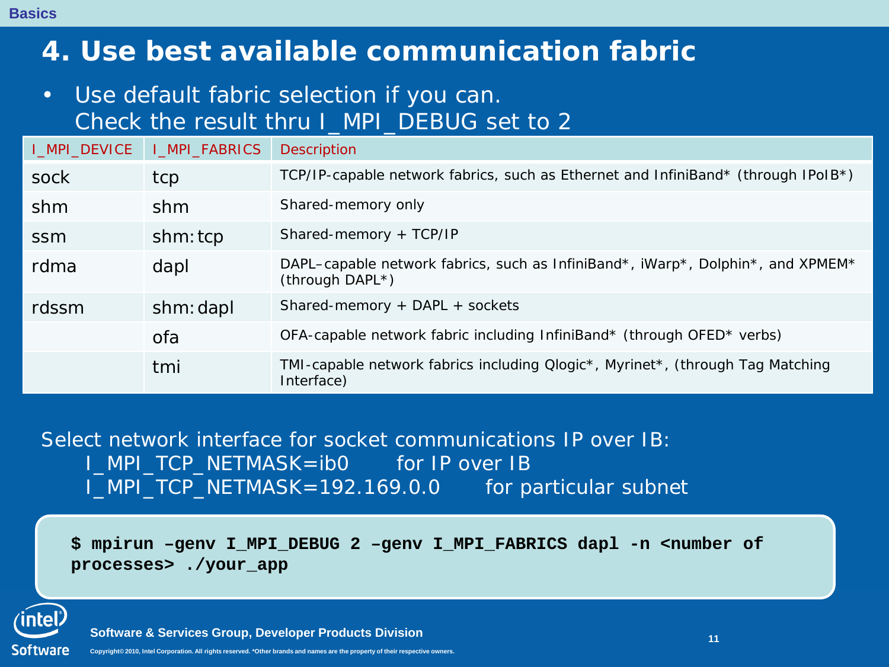# 4. Use best available communication fabric

- Use default fabric selection if you can.
  Check the result thru I_MPI_DEBUG set to 2

| I_MPI_DEVICE | I_MPI_FABRICS | Description |
|---|---|---|
| sock | tcp | TCP/IP-capable network fabrics, such as Ethernet and InfiniBand* (through IPoIB*) |
| shm | shm | Shared-memory only |
| ssm | shm:tcp | Shared-memory + TCP/IP |
| rdma | dapl | DAPL–capable network fabrics, such as InfiniBand*, iWarp*, Dolphin*, and XPMEM* (through DAPL*) |
| rdssm | shm:dapl | Shared-memory + DAPL + sockets |
| | ofa | OFA-capable network fabric including InfiniBand* (through OFED* verbs) |
| | tmi | TMI-capable network fabrics including Qlogic*, Myrinet*, (through Tag Matching Interface) |

Select network interface for socket communications IP over IB:

- I_MPI_TCP_NETMASK=ib0 for IP over IB
- I_MPI_TCP_NETMASK=192.169.0.0 for particular subnet

```
$ mpirun –genv I_MPI_DEBUG 2 –genv I_MPI_FABRICS dapl -n <number of processes> ./your_app
```

Software & Services Group, Developer Products Division

Copyright© 2010, Intel Corporation. All rights reserved. *Other brands and names are the property of their respective owners.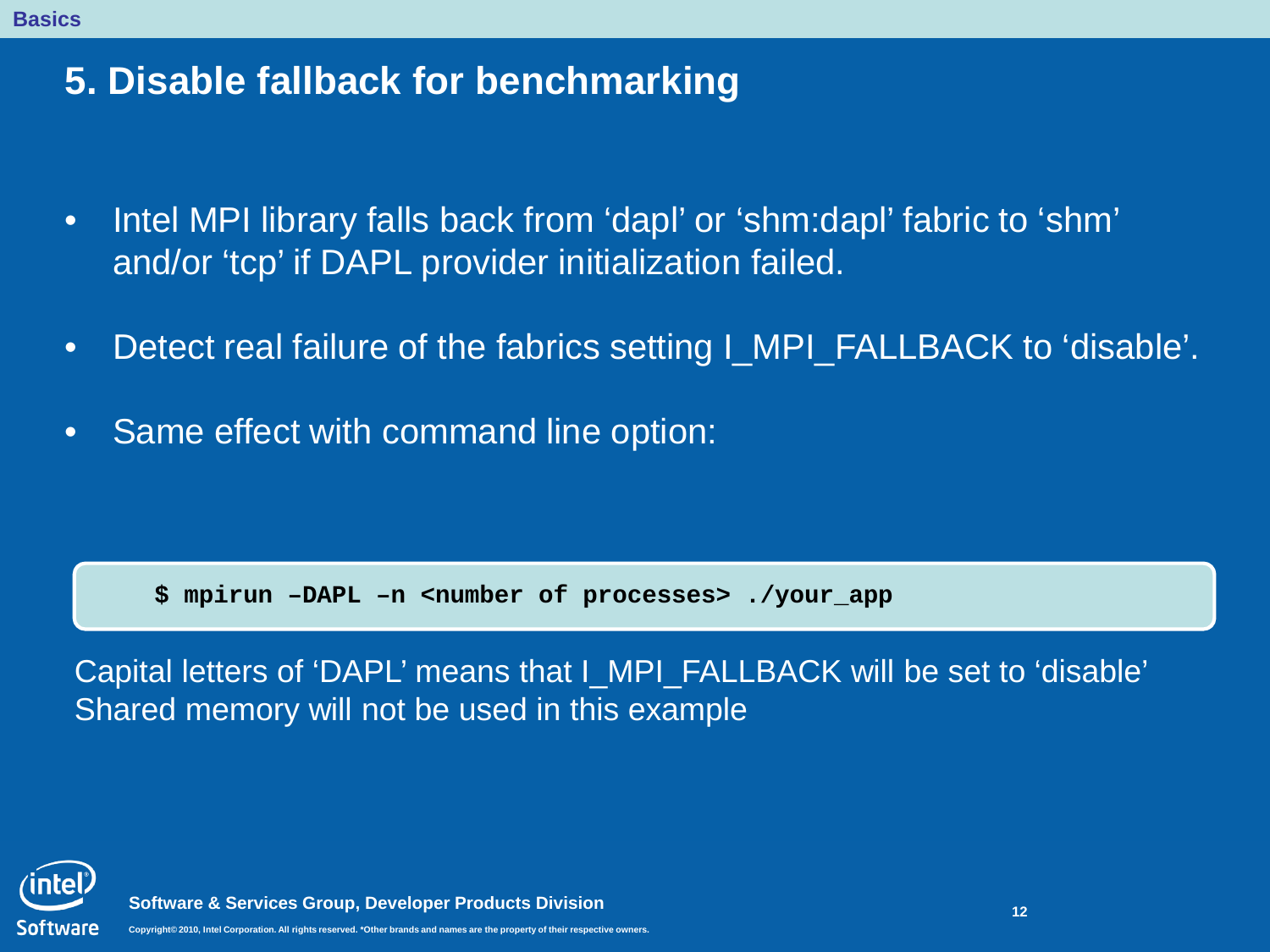# 5. Disable fallback for benchmarking

- Intel MPI library falls back from ‘dapl’ or ‘shm:dapl’ fabric to ‘shm’ and/or ‘tcp’ if DAPL provider initialization failed.
- Detect real failure of the fabrics setting I_MPI_FALLBACK to ‘disable’.
- Same effect with command line option:

```
$ mpirun –DAPL –n <number of processes> ./your_app
```

Capital letters of ‘DAPL’ means that I_MPI_FALLBACK will be set to ‘disable’
Shared memory will not be used in this example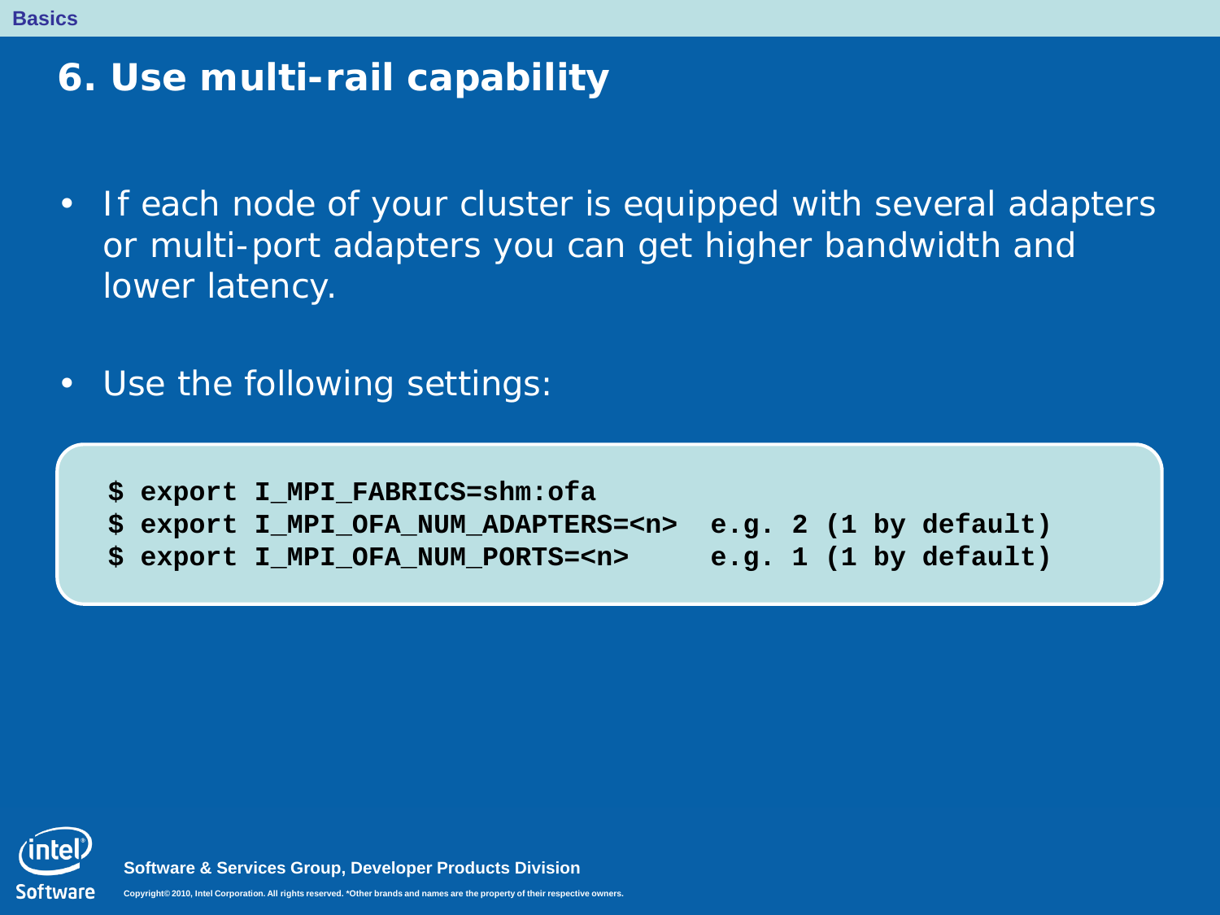# 6. Use multi-rail capability

- If each node of your cluster is equipped with several adapters or multi-port adapters you can get higher bandwidth and lower latency.

- Use the following settings:

```
$ export I_MPI_FABRICS=shm:ofa
$ export I_MPI_OFA_NUM_ADAPTERS=<n>  e.g. 2 (1 by default)
$ export I_MPI_OFA_NUM_PORTS=<n>     e.g. 1 (1 by default)
```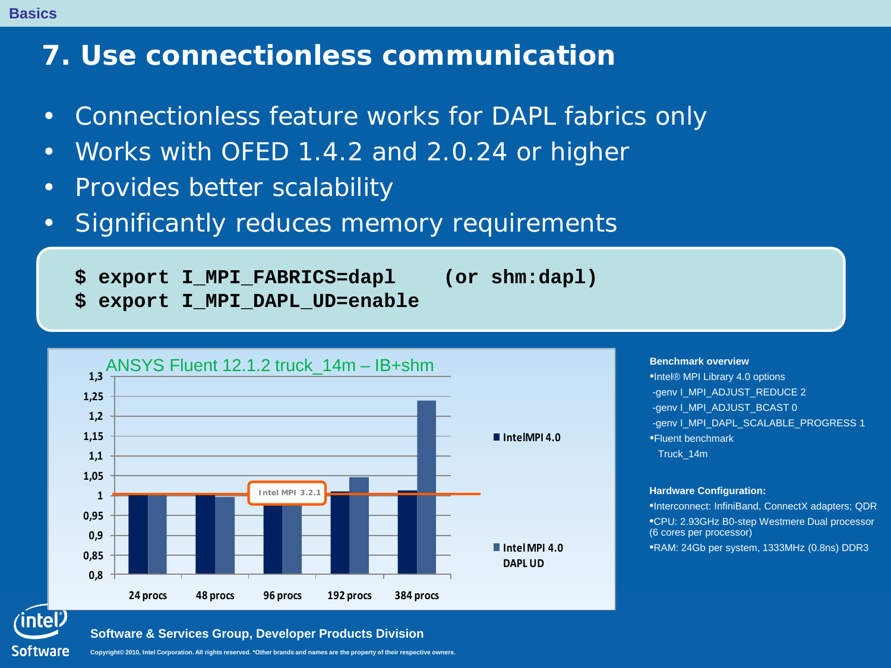# 7. Use connectionless communication

- Connectionless feature works for DAPL fabrics only
- Works with OFED 1.4.2 and 2.0.24 or higher
- Provides better scalability
- Significantly reduces memory requirements

```
$ export I_MPI_FABRICS=dapl    (or shm:dapl)
$ export I_MPI_DAPL_UD=enable
```

**ANSYS Fluent 12.1.2 truck_14m – IB+shm**

Y-axis: 0,8 – 1,3. Reference line: Intel MPI 3.2.1 = 1.

Series: IntelMPI 4.0; Intel MPI 4.0 DAPL UD

X-axis: 24 procs, 48 procs, 96 procs, 192 procs, 384 procs

**Benchmark overview**

- Intel® MPI Library 4.0 options
  - -genv I_MPI_ADJUST_REDUCE 2
  - -genv I_MPI_ADJUST_BCAST 0
  - -genv I_MPI_DAPL_SCALABLE_PROGRESS 1
- Fluent benchmark
  - Truck_14m

**Hardware Configuration:**

- Interconnect: InfiniBand, ConnectX adapters; QDR
- CPU: 2.93GHz B0-step Westmere Dual processor (6 cores per processor)
- RAM: 24Gb per system, 1333MHz (0.8ns) DDR3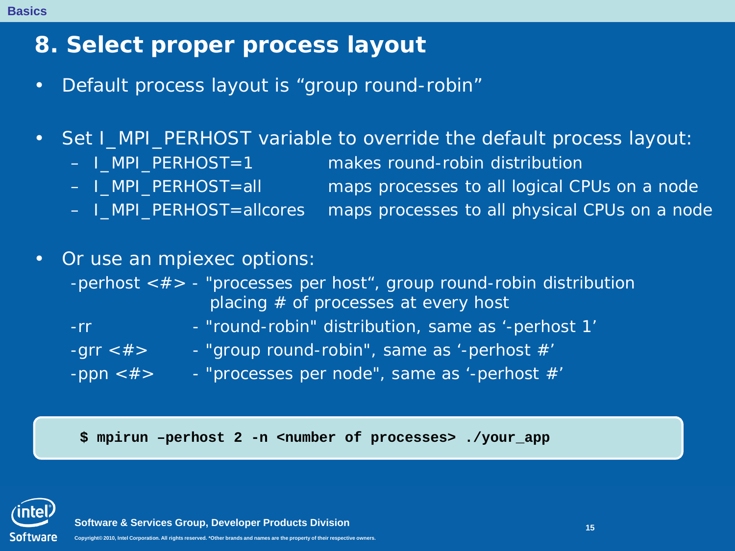# 8. Select proper process layout

- Default process layout is “group round-robin”

- Set I_MPI_PERHOST variable to override the default process layout:
  - I_MPI_PERHOST=1 — makes round-robin distribution
  - I_MPI_PERHOST=all — maps processes to all logical CPUs on a node
  - I_MPI_PERHOST=allcores — maps processes to all physical CPUs on a node

- Or use an mpiexec options:

  -perhost <#> - "processes per host“, group round-robin distribution placing # of processes at every host

  -rr - "round-robin" distribution, same as ‘-perhost 1’

  -grr <#> - "group round-robin", same as ‘-perhost #’

  -ppn <#> - "processes per node", same as ‘-perhost #’

```
$ mpirun –perhost 2 -n <number of processes> ./your_app
```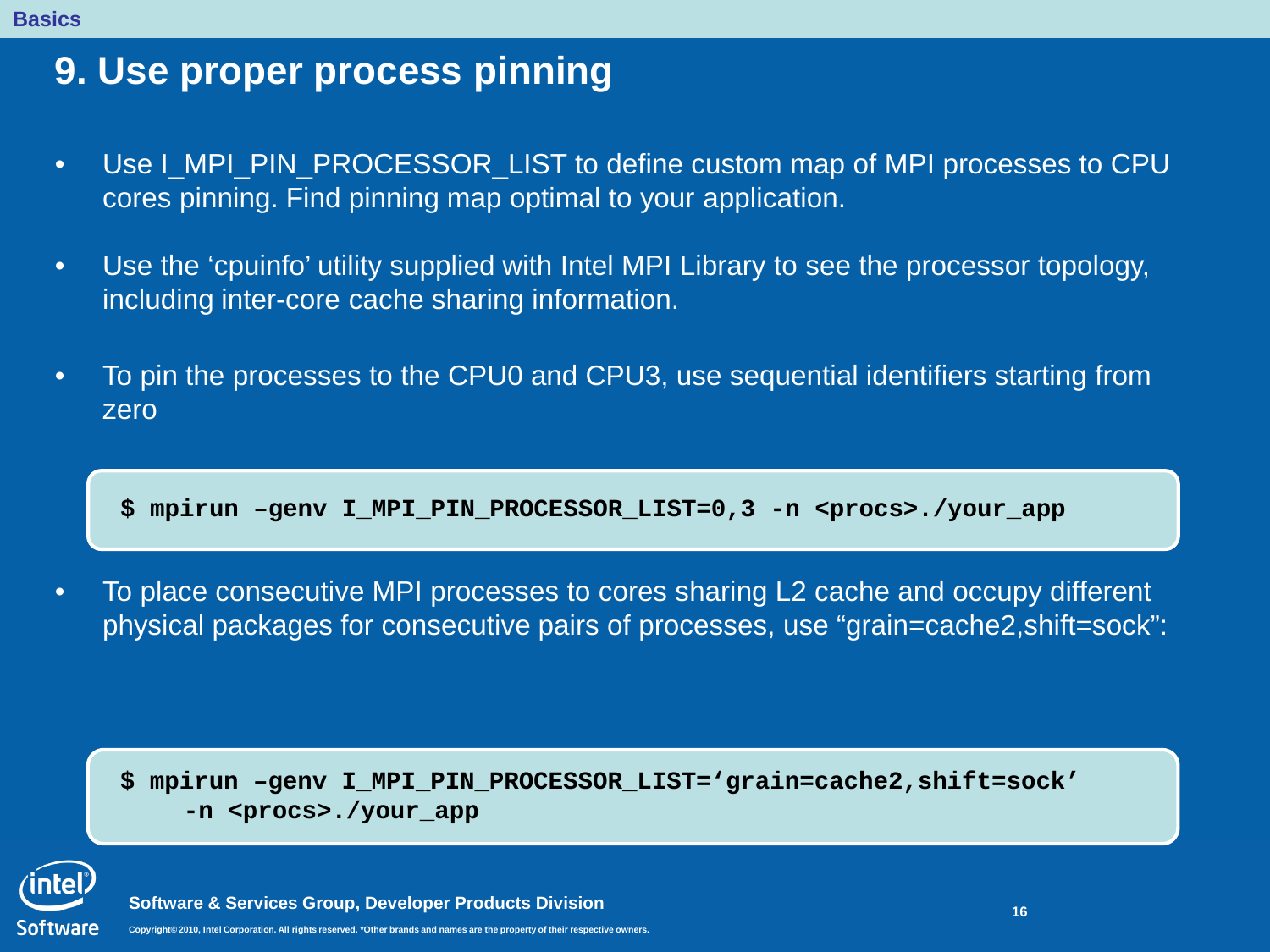# 9. Use proper process pinning

- Use I_MPI_PIN_PROCESSOR_LIST to define custom map of MPI processes to CPU cores pinning. Find pinning map optimal to your application.
- Use the 'cpuinfo' utility supplied with Intel MPI Library to see the processor topology, including inter-core cache sharing information.
- To pin the processes to the CPU0 and CPU3, use sequential identifiers starting from zero

```
$ mpirun –genv I_MPI_PIN_PROCESSOR_LIST=0,3 -n <procs>./your_app
```

- To place consecutive MPI processes to cores sharing L2 cache and occupy different physical packages for consecutive pairs of processes, use "grain=cache2,shift=sock":

```
$ mpirun –genv I_MPI_PIN_PROCESSOR_LIST='grain=cache2,shift=sock'
    -n <procs>./your_app
```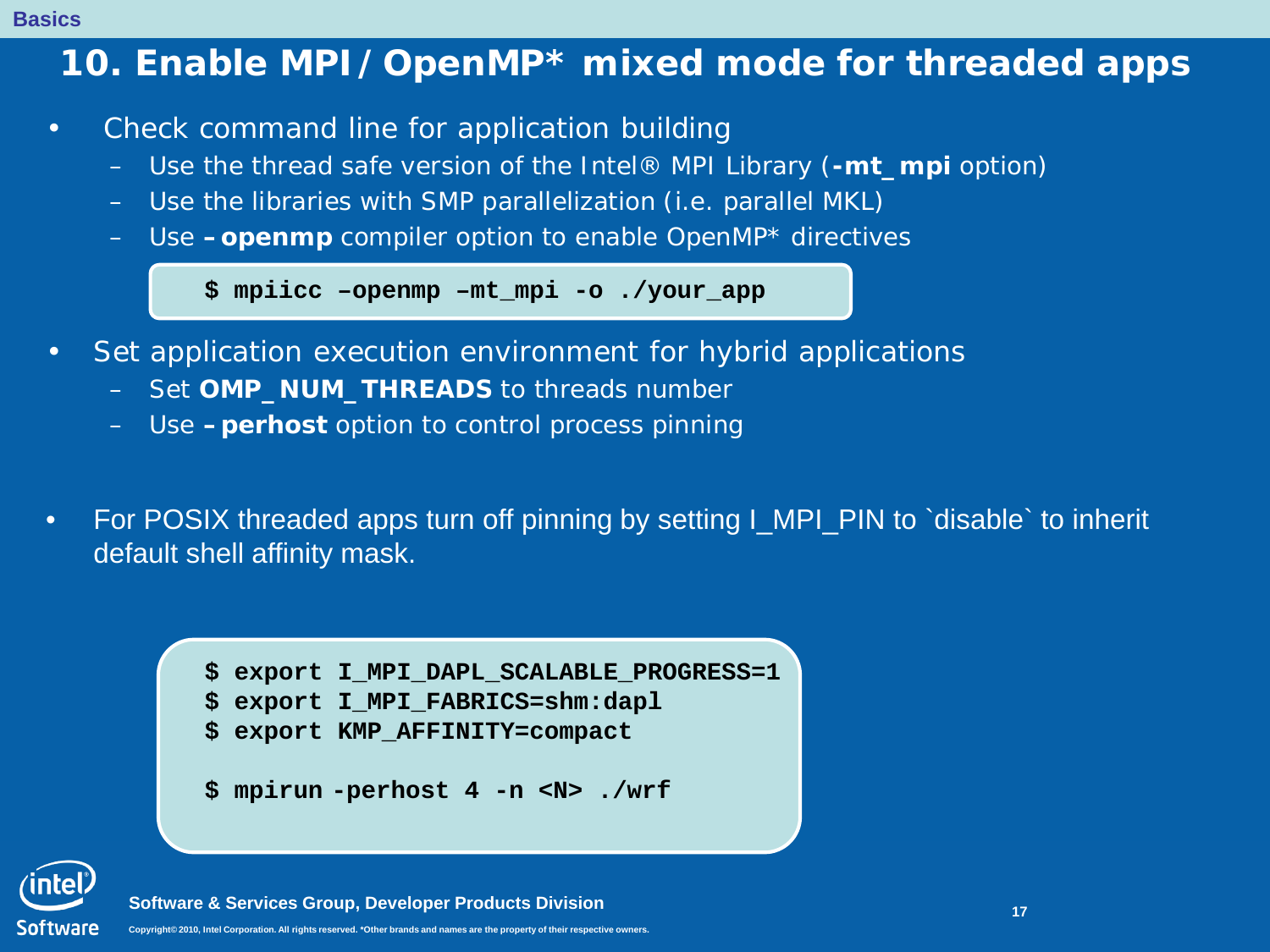# 10. Enable MPI / OpenMP* mixed mode for threaded apps

- Check command line for application building
  - Use the thread safe version of the Intel® MPI Library (**-mt_mpi** option)
  - Use the libraries with SMP parallelization (i.e. parallel MKL)
  - Use **–openmp** compiler option to enable OpenMP* directives

```
$ mpiicc –openmp –mt_mpi -o ./your_app
```

- Set application execution environment for hybrid applications
  - Set **OMP_NUM_THREADS** to threads number
  - Use **–perhost** option to control process pinning

- For POSIX threaded apps turn off pinning by setting I_MPI_PIN to `disable` to inherit default shell affinity mask.

```
$ export I_MPI_DAPL_SCALABLE_PROGRESS=1
$ export I_MPI_FABRICS=shm:dapl
$ export KMP_AFFINITY=compact

$ mpirun -perhost 4 -n <N> ./wrf
```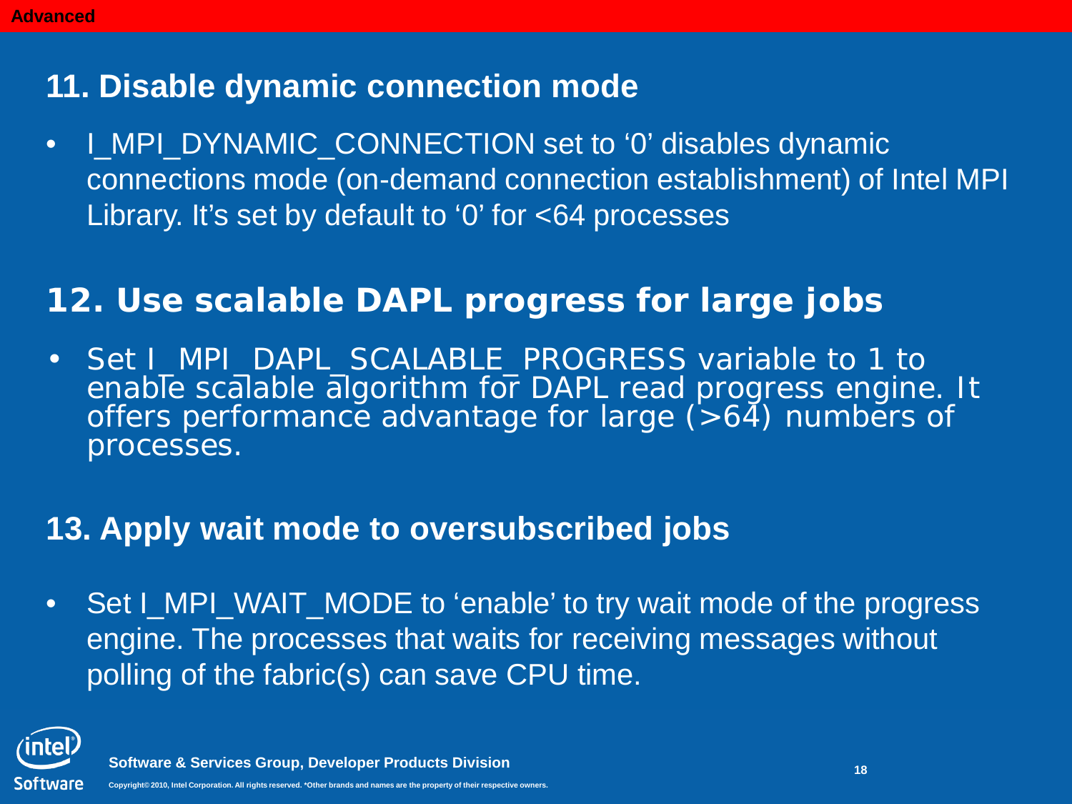## 11. Disable dynamic connection mode

- I_MPI_DYNAMIC_CONNECTION set to '0' disables dynamic connections mode (on-demand connection establishment) of Intel MPI Library. It's set by default to '0' for <64 processes

## 12. Use scalable DAPL progress for large jobs

- Set I_MPI_DAPL_SCALABLE_PROGRESS variable to 1 to enable scalable algorithm for DAPL read progress engine. It offers performance advantage for large (>64) numbers of processes.

## 13. Apply wait mode to oversubscribed jobs

- Set I_MPI_WAIT_MODE to 'enable' to try wait mode of the progress engine. The processes that waits for receiving messages without polling of the fabric(s) can save CPU time.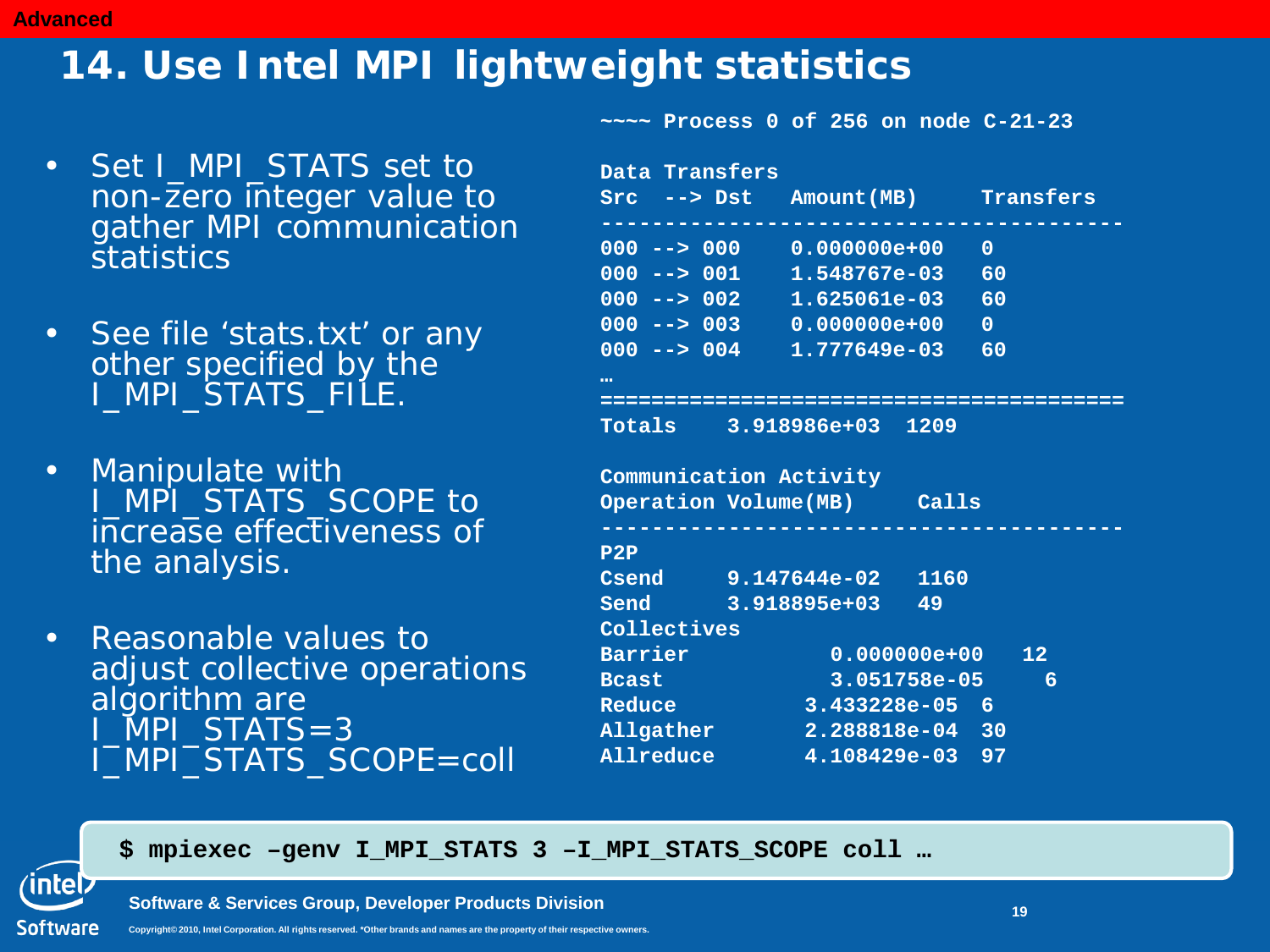Advanced

# 14. Use Intel MPI lightweight statistics

- Set I_MPI_STATS set to non-zero integer value to gather MPI communication statistics
- See file 'stats.txt' or any other specified by the I_MPI_STATS_FILE.
- Manipulate with I_MPI_STATS_SCOPE to increase effectiveness of the analysis.
- Reasonable values to adjust collective operations algorithm are I_MPI_STATS=3 I_MPI_STATS_SCOPE=coll

```
~~~~ Process 0 of 256 on node C-21-23

Data Transfers
Src   --> Dst    Amount(MB)      Transfers
-----------------------------------------
000 --> 000    0.000000e+00   0
000 --> 001    1.548767e-03   60
000 --> 002    1.625061e-03   60
000 --> 003    0.000000e+00   0
000 --> 004    1.777649e-03   60
…
=========================================
Totals    3.918986e+03  1209

Communication Activity
Operation Volume(MB)     Calls
-----------------------------------------
P2P
Csend     9.147644e-02   1160
Send      3.918895e+03   49
Collectives
Barrier           0.000000e+00   12
Bcast             3.051758e-05     6
Reduce          3.433228e-05  6
Allgather       2.288818e-04  30
Allreduce       4.108429e-03  97
```

```
$ mpiexec –genv I_MPI_STATS 3 –I_MPI_STATS_SCOPE coll …
```

Software & Services Group, Developer Products Division

Copyright© 2010, Intel Corporation. All rights reserved. *Other brands and names are the property of their respective owners.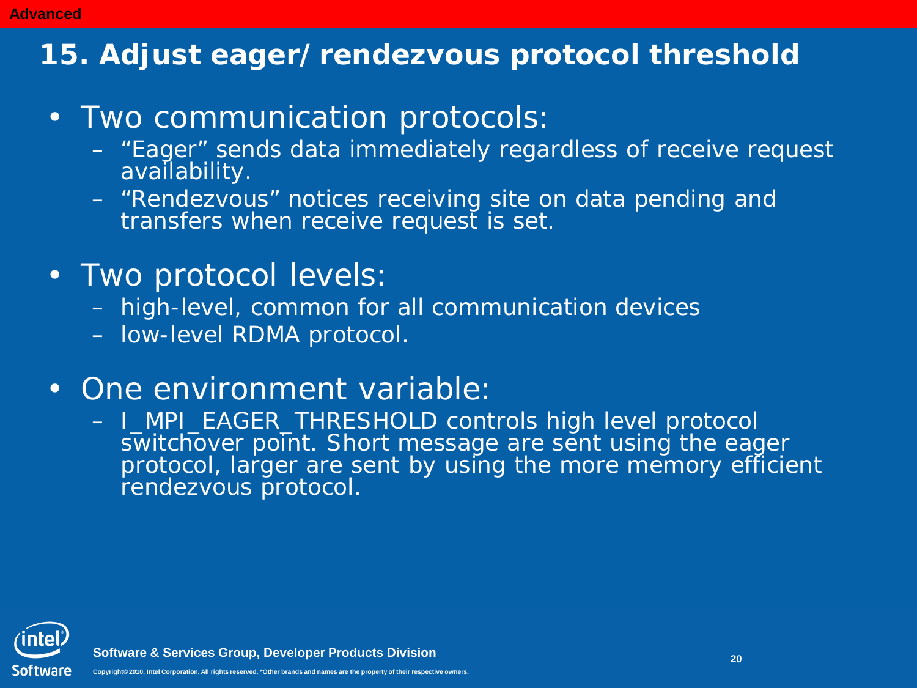Advanced

# 15. Adjust eager/ rendezvous protocol threshold

- Two communication protocols:
  - "Eager" sends data immediately regardless of receive request availability.
  - "Rendezvous" notices receiving site on data pending and transfers when receive request is set.
- Two protocol levels:
  - high-level, common for all communication devices
  - low-level RDMA protocol.
- One environment variable:
  - I_MPI_EAGER_THRESHOLD controls high level protocol switchover point. Short message are sent using the eager protocol, larger are sent by using the more memory efficient rendezvous protocol.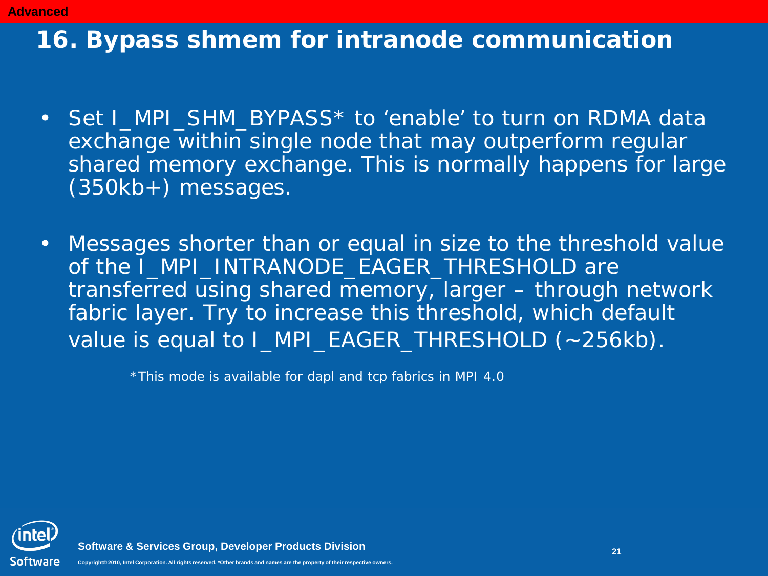**Advanced**

# 16. Bypass shmem for intranode communication

- Set I_MPI_SHM_BYPASS* to 'enable' to turn on RDMA data exchange within single node that may outperform regular shared memory exchange. This is normally happens for large (350kb+) messages.
- Messages shorter than or equal in size to the threshold value of the I_MPI_INTRANODE_EAGER_THRESHOLD are transferred using shared memory, larger – through network fabric layer. Try to increase this threshold, which default value is equal to I_MPI_EAGER_THRESHOLD (~256kb).

*This mode is available for dapl and tcp fabrics in MPI 4.0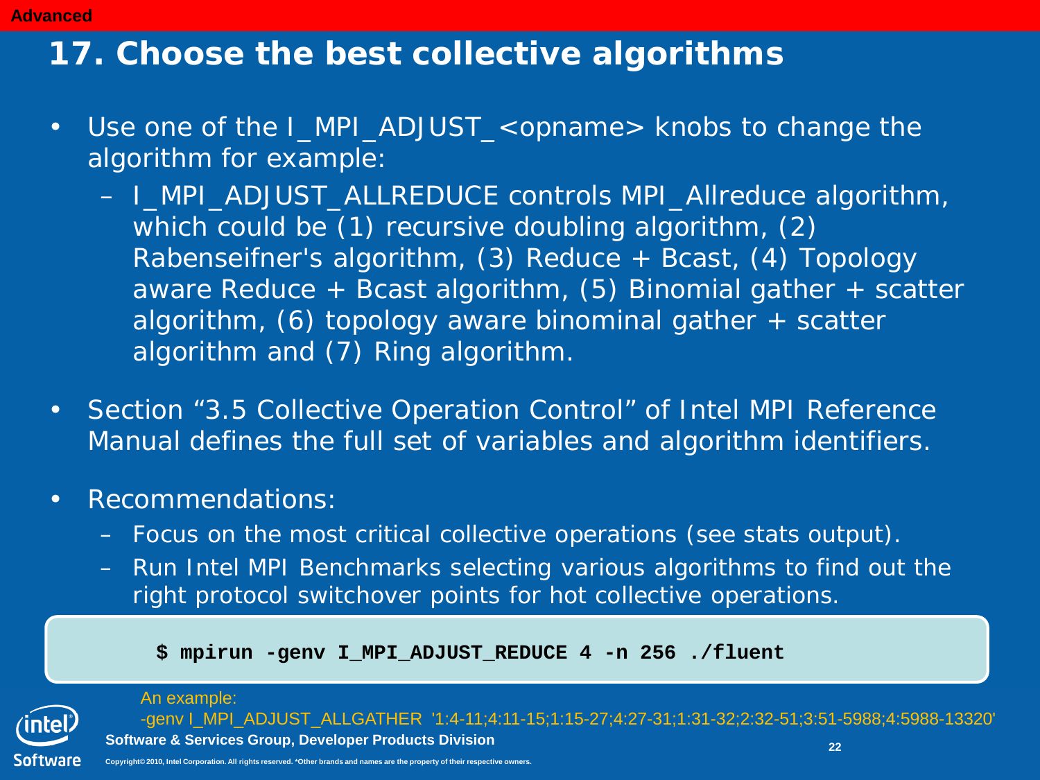Advanced

# 17. Choose the best collective algorithms

- Use one of the I_MPI_ADJUST_<opname> knobs to change the algorithm for example:
  - I_MPI_ADJUST_ALLREDUCE controls MPI_Allreduce algorithm, which could be (1) recursive doubling algorithm, (2) Rabenseifner's algorithm, (3) Reduce + Bcast, (4) Topology aware Reduce + Bcast algorithm, (5) Binomial gather + scatter algorithm, (6) topology aware binominal gather + scatter algorithm and (7) Ring algorithm.
- Section “3.5 Collective Operation Control” of Intel MPI Reference Manual defines the full set of variables and algorithm identifiers.
- Recommendations:
  - Focus on the most critical collective operations (see stats output).
  - Run Intel MPI Benchmarks selecting various algorithms to find out the right protocol switchover points for hot collective operations.

```
$ mpirun -genv I_MPI_ADJUST_REDUCE 4 -n 256 ./fluent
```

An example:
-genv I_MPI_ADJUST_ALLGATHER '1:4-11;4:11-15;1:15-27;4:27-31;1:31-32;2:32-51;3:51-5988;4:5988-13320'

Software & Services Group, Developer Products Division

Copyright© 2010, Intel Corporation. All rights reserved. *Other brands and names are the property of their respective owners.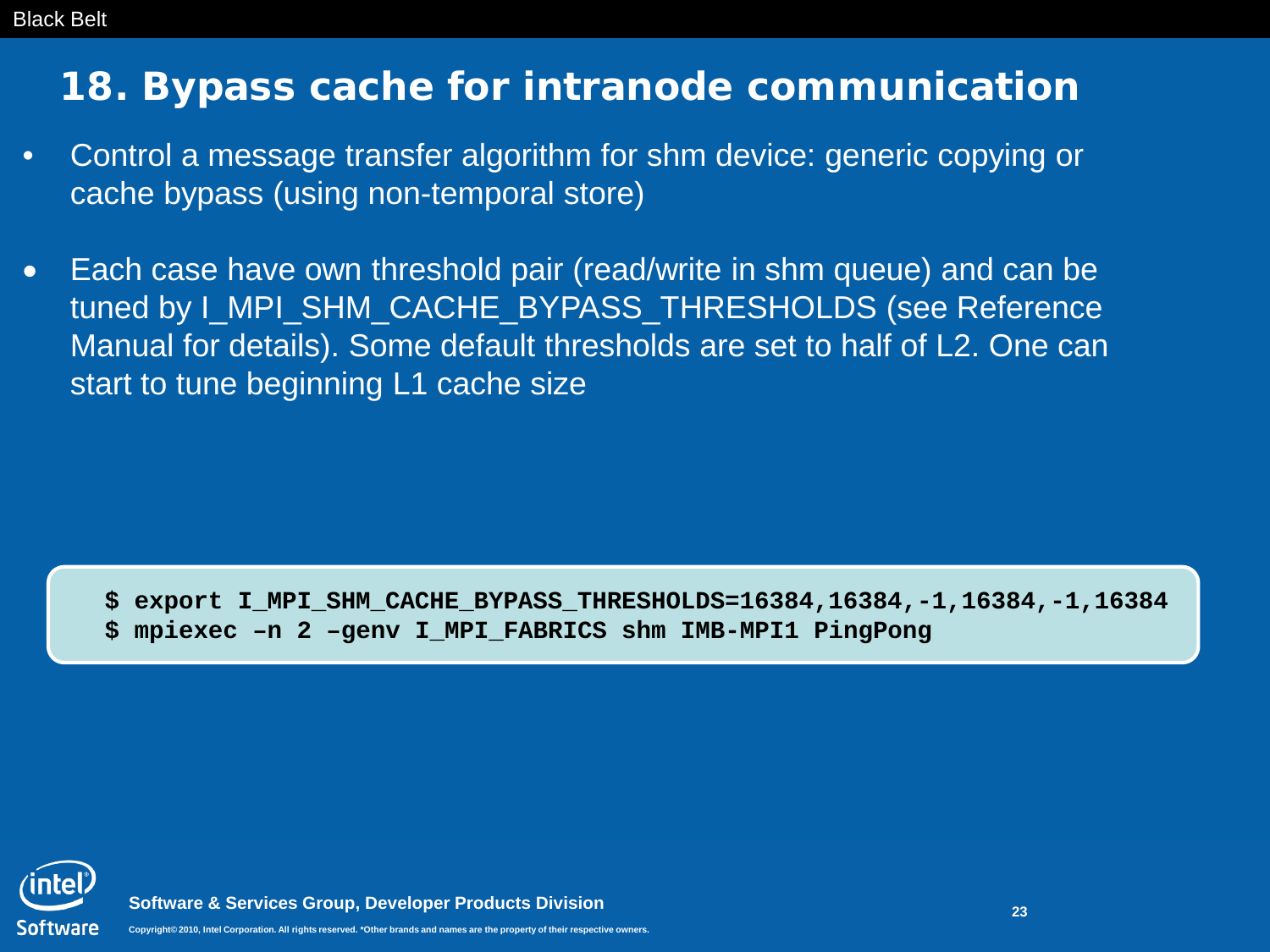# 18. Bypass cache for intranode communication

- Control a message transfer algorithm for shm device: generic copying or cache bypass (using non-temporal store)

- Each case have own threshold pair (read/write in shm queue) and can be tuned by I_MPI_SHM_CACHE_BYPASS_THRESHOLDS (see Reference Manual for details). Some default thresholds are set to half of L2. One can start to tune beginning L1 cache size

```
$ export I_MPI_SHM_CACHE_BYPASS_THRESHOLDS=16384,16384,-1,16384,-1,16384
$ mpiexec –n 2 –genv I_MPI_FABRICS shm IMB-MPI1 PingPong
```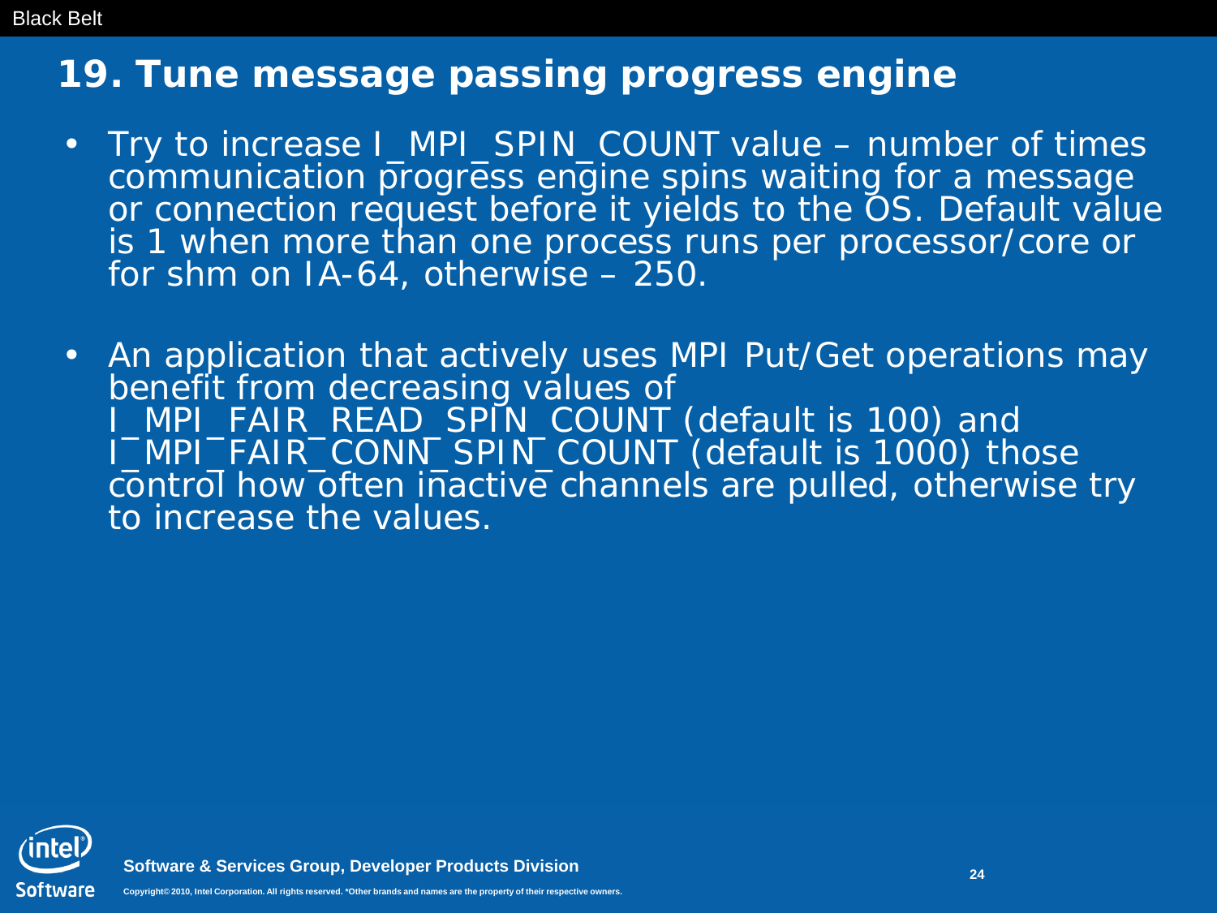# 19. Tune message passing progress engine

- Try to increase I_MPI_SPIN_COUNT value – number of times communication progress engine spins waiting for a message or connection request before it yields to the OS. Default value is 1 when more than one process runs per processor/core or for shm on IA-64, otherwise – 250.

- An application that actively uses MPI Put/Get operations may benefit from decreasing values of I_MPI_FAIR_READ_SPIN_COUNT (default is 100) and I_MPI_FAIR_CONN_SPIN_COUNT (default is 1000) those control how often inactive channels are pulled, otherwise try to increase the values.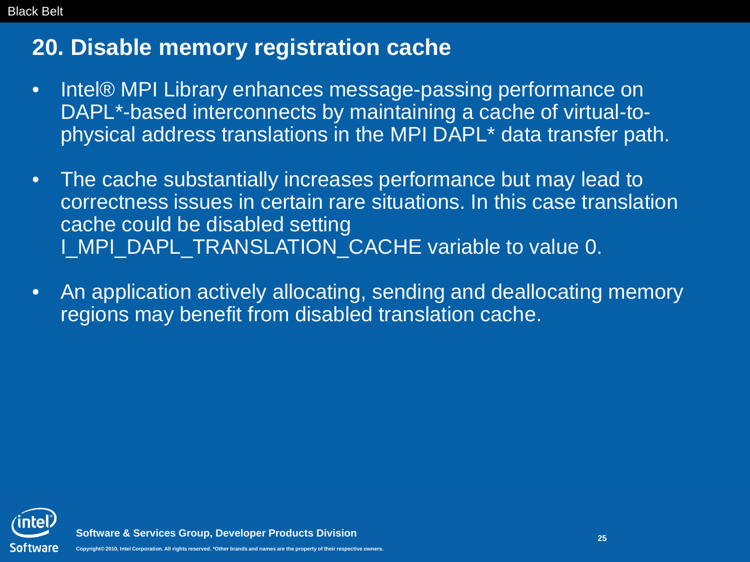## 20. Disable memory registration cache

- Intel® MPI Library enhances message-passing performance on DAPL*-based interconnects by maintaining a cache of virtual-to-physical address translations in the MPI DAPL* data transfer path.
- The cache substantially increases performance but may lead to correctness issues in certain rare situations. In this case translation cache could be disabled setting I_MPI_DAPL_TRANSLATION_CACHE variable to value 0.
- An application actively allocating, sending and deallocating memory regions may benefit from disabled translation cache.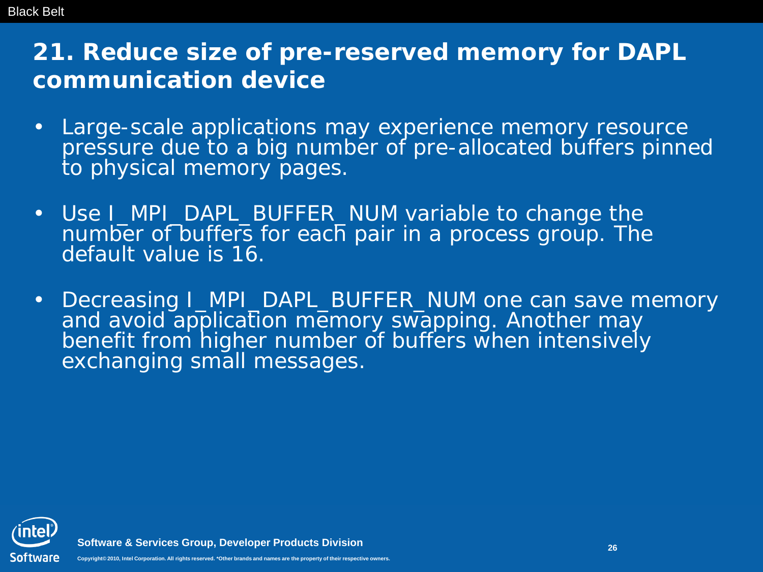# 21. Reduce size of pre-reserved memory for DAPL communication device

- Large-scale applications may experience memory resource pressure due to a big number of pre-allocated buffers pinned to physical memory pages.
- Use I_MPI_DAPL_BUFFER_NUM variable to change the number of buffers for each pair in a process group. The default value is 16.
- Decreasing I_MPI_DAPL_BUFFER_NUM one can save memory and avoid application memory swapping. Another may benefit from higher number of buffers when intensively exchanging small messages.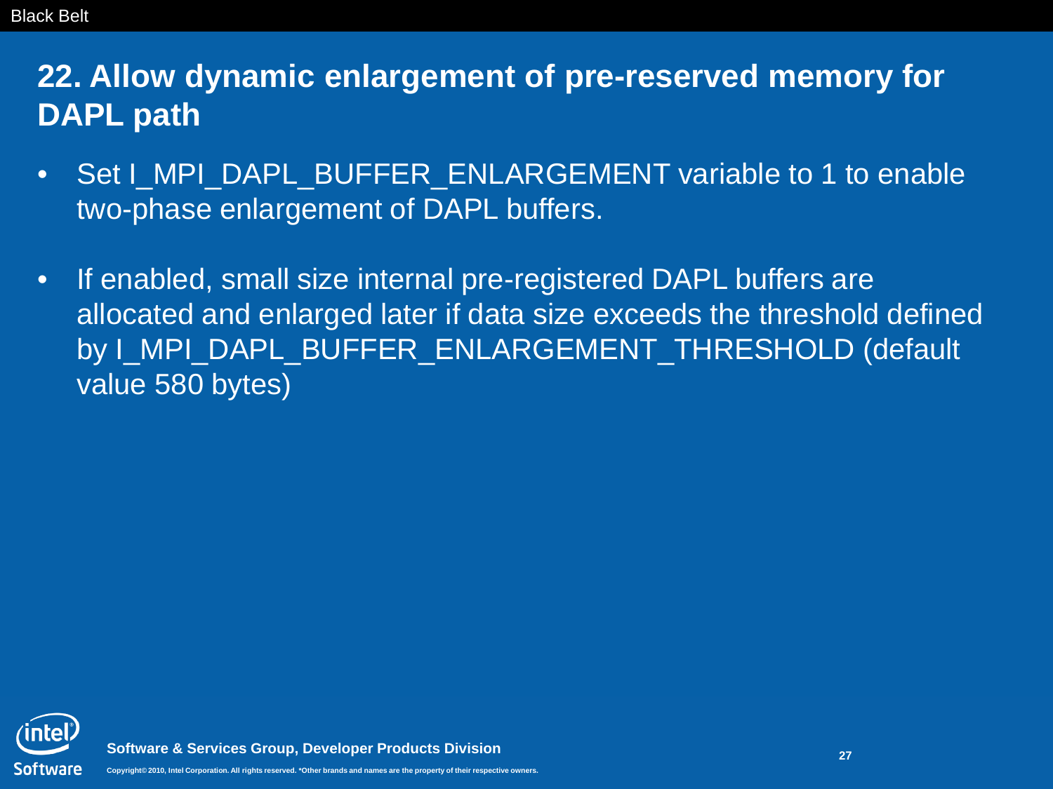# 22. Allow dynamic enlargement of pre-reserved memory for DAPL path

- Set I_MPI_DAPL_BUFFER_ENLARGEMENT variable to 1 to enable two-phase enlargement of DAPL buffers.
- If enabled, small size internal pre-registered DAPL buffers are allocated and enlarged later if data size exceeds the threshold defined by I_MPI_DAPL_BUFFER_ENLARGEMENT_THRESHOLD (default value 580 bytes)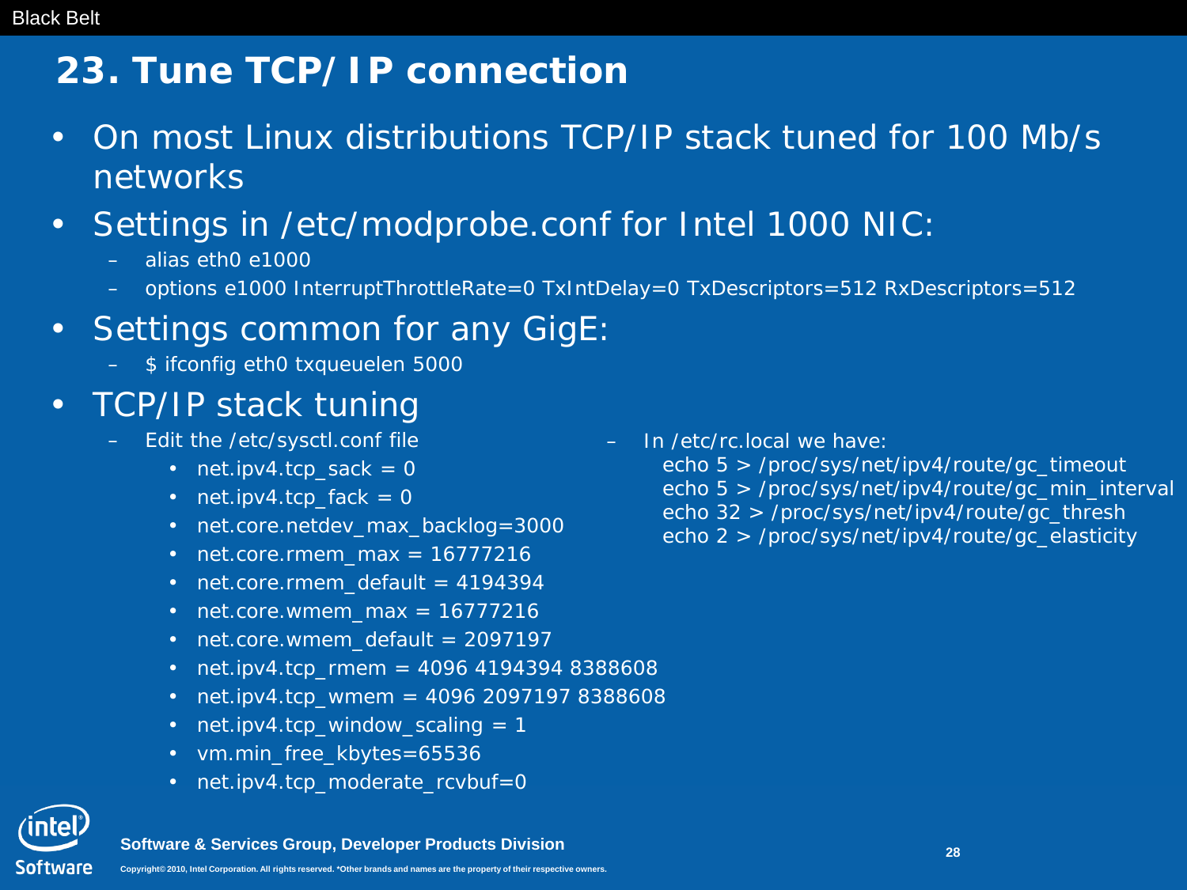# 23. Tune TCP/IP connection

- On most Linux distributions TCP/IP stack tuned for 100 Mb/s networks
- Settings in /etc/modprobe.conf for Intel 1000 NIC:
  - alias eth0 e1000
  - options e1000 InterruptThrottleRate=0 TxIntDelay=0 TxDescriptors=512 RxDescriptors=512
- Settings common for any GigE:
  - $ ifconfig eth0 txqueuelen 5000
- TCP/IP stack tuning
  - Edit the /etc/sysctl.conf file
    - net.ipv4.tcp_sack = 0
    - net.ipv4.tcp_fack = 0
    - net.core.netdev_max_backlog=3000
    - net.core.rmem_max = 16777216
    - net.core.rmem_default = 4194394
    - net.core.wmem_max = 16777216
    - net.core.wmem_default = 2097197
    - net.ipv4.tcp_rmem = 4096 4194394 8388608
    - net.ipv4.tcp_wmem = 4096 2097197 8388608
    - net.ipv4.tcp_window_scaling = 1
    - vm.min_free_kbytes=65536
    - net.ipv4.tcp_moderate_rcvbuf=0
  - In /etc/rc.local we have:

```
echo 5 > /proc/sys/net/ipv4/route/gc_timeout
echo 5 > /proc/sys/net/ipv4/route/gc_min_interval
echo 32 > /proc/sys/net/ipv4/route/gc_thresh
echo 2 > /proc/sys/net/ipv4/route/gc_elasticity
```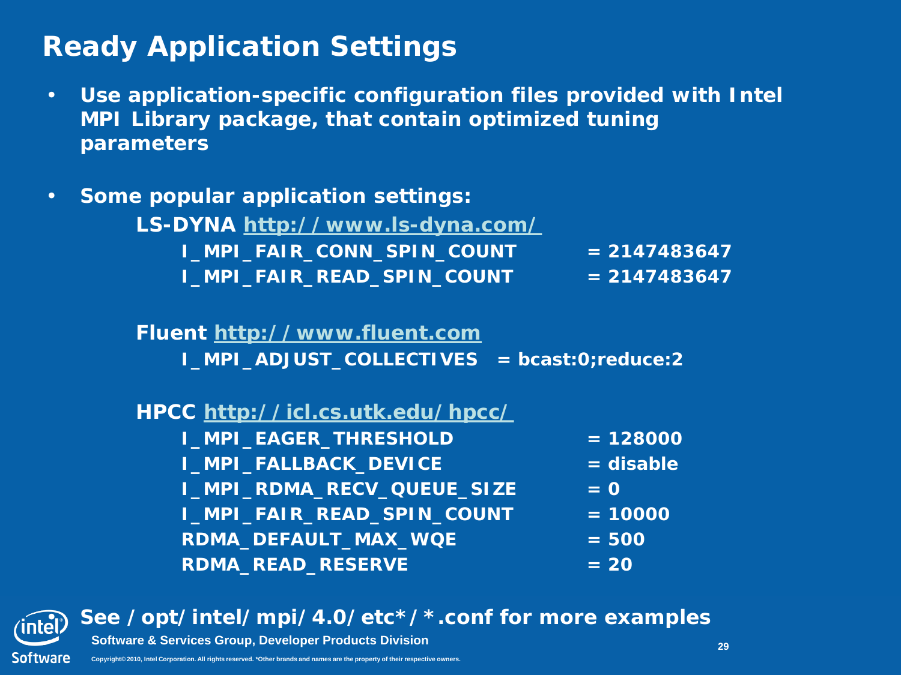# Ready Application Settings

- **Use application-specific configuration files provided with Intel MPI Library package, that contain optimized tuning parameters**

- **Some popular application settings:**

**LS-DYNA http://www.ls-dyna.com/**

```
I_MPI_FAIR_CONN_SPIN_COUNT     = 2147483647
I_MPI_FAIR_READ_SPIN_COUNT     = 2147483647
```

**Fluent http://www.fluent.com**

```
I_MPI_ADJUST_COLLECTIVES   = bcast:0;reduce:2
```

**HPCC http://icl.cs.utk.edu/hpcc/**

```
I_MPI_EAGER_THRESHOLD          = 128000
I_MPI_FALLBACK_DEVICE          = disable
I_MPI_RDMA_RECV_QUEUE_SIZE     = 0
I_MPI_FAIR_READ_SPIN_COUNT     = 10000
RDMA_DEFAULT_MAX_WQE           = 500
RDMA_READ_RESERVE              = 20
```

**See /opt/intel/mpi/4.0/etc*/*.conf for more examples**

Software & Services Group, Developer Products Division

Copyright© 2010, Intel Corporation. All rights reserved. *Other brands and names are the property of their respective owners.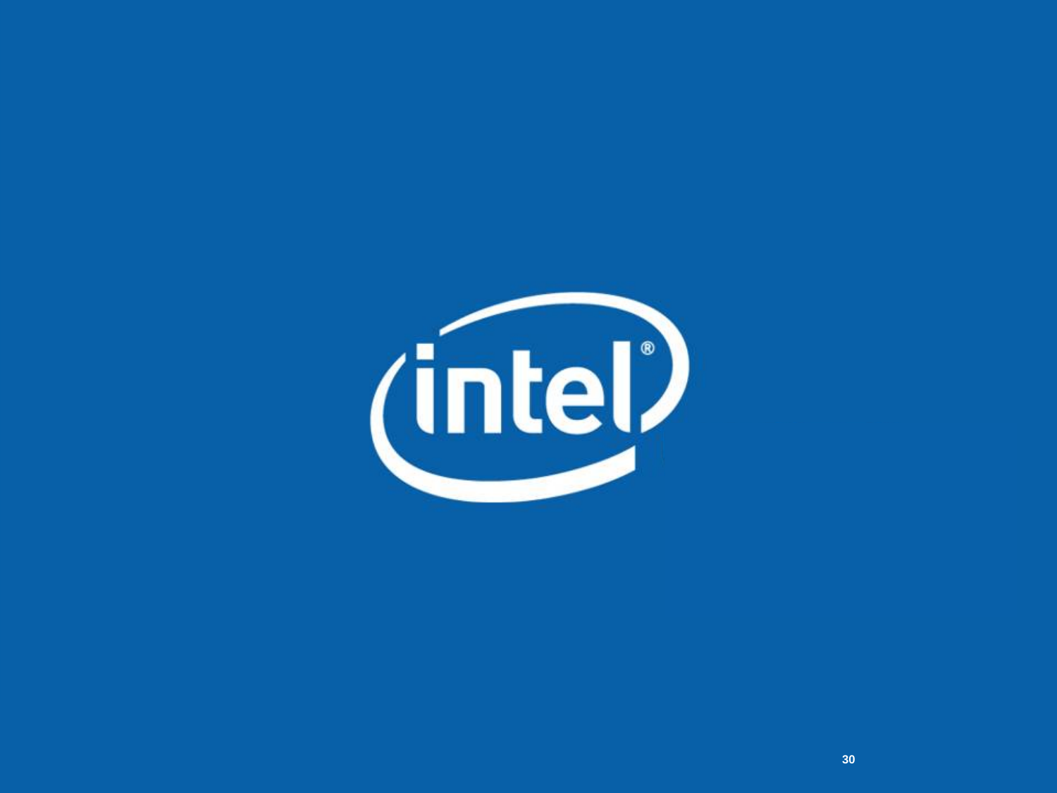intel®